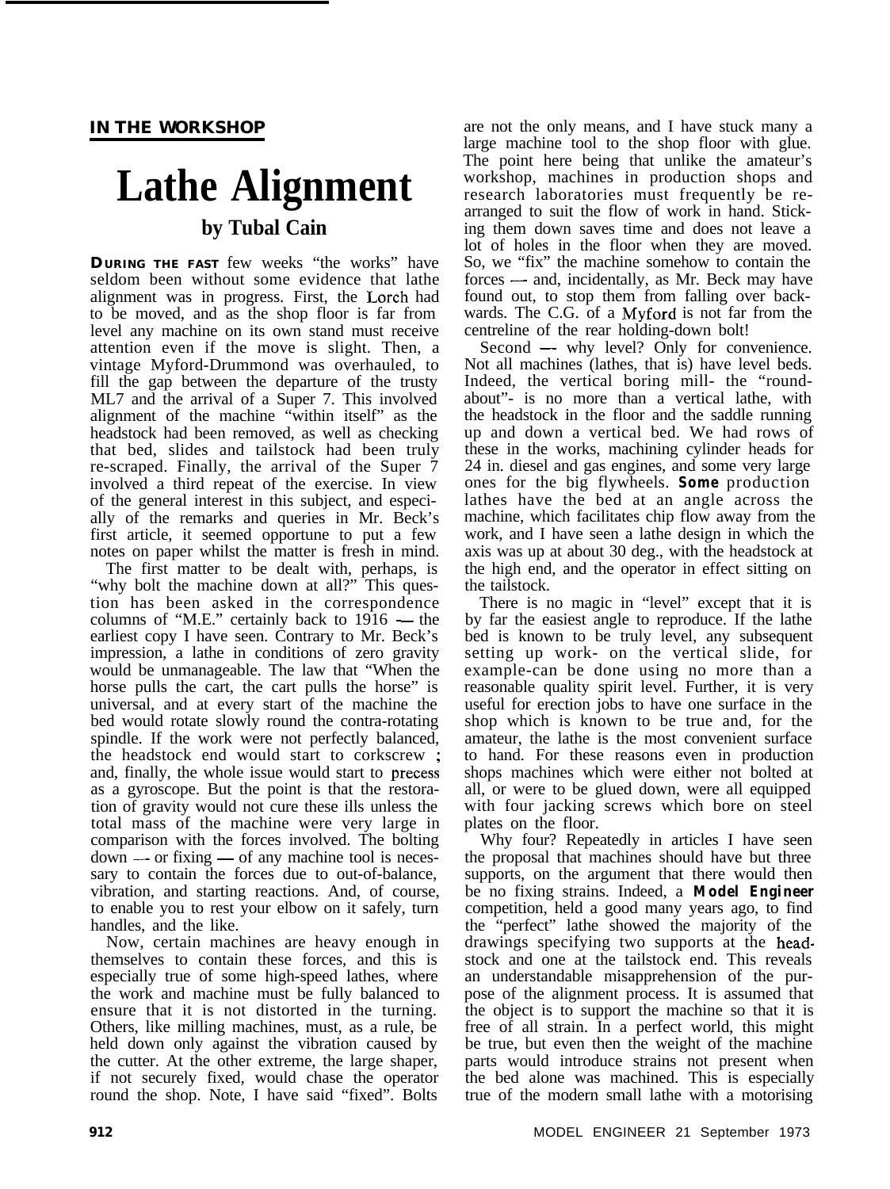**IN THE WORKSHOP**

# Lathe Alignment

### by Tubal Cain

**DURING THE FAST** few weeks "the works" have seldom been without some evidence that lathe alignment was in progress. First, the Lorch had to be moved, and as the shop floor is far from level any machine on its own stand must receive attention even if the move is slight. Then, a vintage Myford-Drummond was overhauled, to fill the gap between the departure of the trusty ML7 and the arrival of a Super 7. This involved alignment of the machine "within itself" as the headstock had been removed, as well as checking that bed, slides and tailstock had been truly re-scraped. Finally, the arrival of the Super 7 involved a third repeat of the exercise. In view of the general interest in this subject, and especially of the remarks and queries in Mr. Beck's first article, it seemed opportune to put a few notes on paper whilst the matter is fresh in mind.

The first matter to be dealt with, perhaps, is "why bolt the machine down at all?" This question has been asked in the correspondence columns of "M.E." certainly back to 1916 — the earliest copy I have seen. Contrary to Mr. Beck's impression, a lathe in conditions of zero gravity would be unmanageable. The law that "When the horse pulls the cart, the cart pulls the horse" is universal, and at every start of the machine the bed would rotate slowly round the contra-rotating spindle. If the work were not perfectly balanced, the headstock end would start to corkscrew; and, finally, the whole issue would start to precess as a gyroscope. But the point is that the restoration of gravity would not cure these ills unless the total mass of the machine were very large in comparison with the forces involved. The bolting down — or fixing — of any machine tool is necessary to contain the forces due to out-of-balance, vibration, and starting reactions. And, of course, to enable you to rest your elbow on it safely, turn handles, and the like.

Now, certain machines are heavy enough in themselves to contain these forces, and this is especially true of some high-speed lathes, where the work and machine must be fully balanced to ensure that it is not distorted in the turning. Others, like milling machines, must, as a rule, be held down only against the vibration caused by the cutter. At the other extreme, the large shaper, if not securely fixed, would chase the operator round the shop. Note, I have said "fixed". Bolts are not the only means, and I have stuck many a large machine tool to the shop floor with glue. The point here being that unlike the amateur's workshop, machines in production shops and research laboratories must frequently be re-arranged to suit the flow of work in hand. Sticking them down saves time and does not leave a lot of holes in the floor when they are moved. So, we "fix" the machine somehow to contain the forces — and, incidentally, as Mr. Beck may have found out, to stop them from falling over backwards. The C.G. of a Myford is not far from the centreline of the rear holding-down bolt!

Second — why level? Only for convenience. Not all machines (lathes, that is) have level beds. Indeed, the vertical boring mill- the "roundabout"- is no more than a vertical lathe, with the headstock in the floor and the saddle running up and down a vertical bed. We had rows of these in the works, machining cylinder heads for 24 in. diesel and gas engines, and some very large ones for the big flywheels. *Some* production lathes have the bed at an angle across the machine, which facilitates chip flow away from the work, and I have seen a lathe design in which the axis was up at about 30 deg., with the headstock at the high end, and the operator in effect sitting on the tailstock.

There is no magic in "level" except that it is by far the easiest angle to reproduce. If the lathe bed is known to be truly level, any subsequent setting up work- on the vertical slide, for example-can be done using no more than a reasonable quality spirit level. Further, it is very useful for erection jobs to have one surface in the shop which is known to be true and, for the amateur, the lathe is the most convenient surface to hand. For these reasons even in production shops machines which were either not bolted at all, or were to be glued down, were all equipped with four jacking screws which bore on steel plates on the floor.

Why four? Repeatedly in articles I have seen the proposal that machines should have but three supports, on the argument that there would then be no fixing strains. Indeed, a *Model Engineer* competition, held a good many years ago, to find the "perfect" lathe showed the majority of the drawings specifying two supports at the headstock and one at the tailstock end. This reveals an understandable misapprehension of the purpose of the alignment process. It is assumed that the object is to support the machine so that it is free of all strain. In a perfect world, this might be true, but even then the weight of the machine parts would introduce strains not present when the bed alone was machined. This is especially true of the modern small lathe with a motorising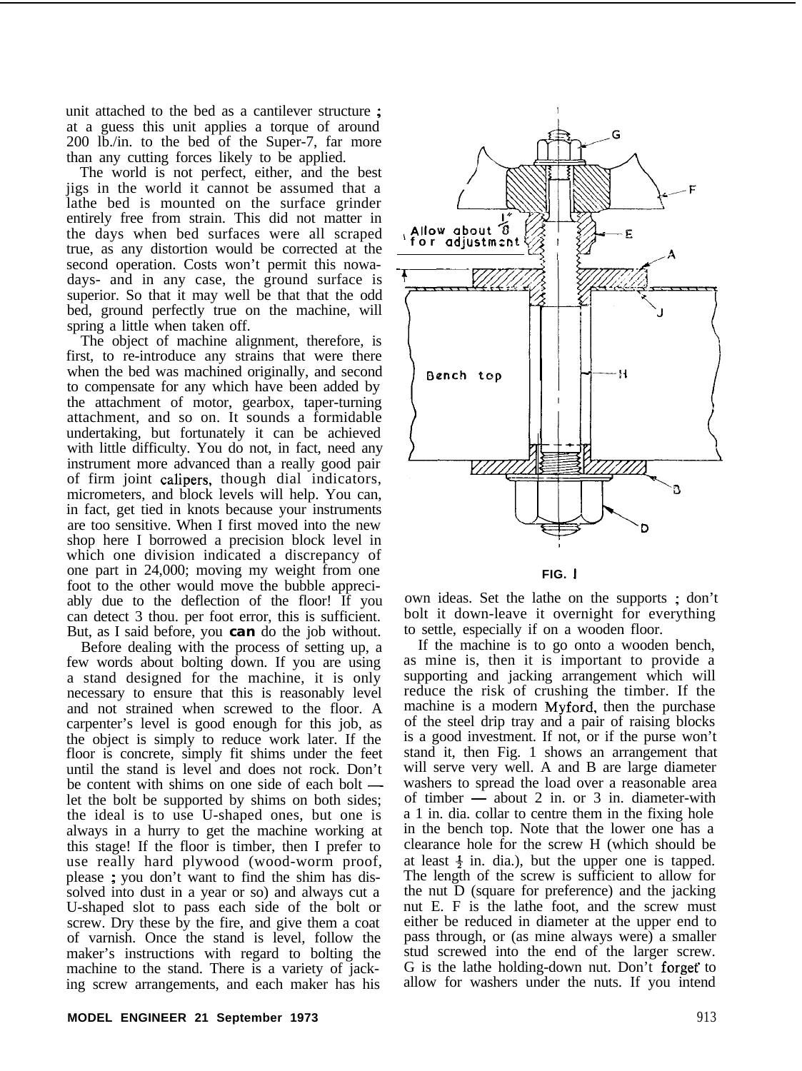unit attached to the bed as a cantilever structure ; at a guess this unit applies a torque of around 200 lb./in. to the bed of the Super-7, far more than any cutting forces likely to be applied.

The world is not perfect, either, and the best jigs in the world it cannot be assumed that a lathe bed is mounted on the surface grinder entirely free from strain. This did not matter in the days when bed surfaces were all scraped true, as any distortion would be corrected at the second operation. Costs won't permit this nowadays- and in any case, the ground surface is superior. So that it may well be that that the odd bed, ground perfectly true on the machine, will spring a little when taken off.

The object of machine alignment, therefore, is first, to re-introduce any strains that were there when the bed was machined originally, and second to compensate for any which have been added by the attachment of motor, gearbox, taper-turning attachment, and so on. It sounds a formidable undertaking, but fortunately it can be achieved with little difficulty. You do not, in fact, need any instrument more advanced than a really good pair of firm joint calipers, though dial indicators, micrometers, and block levels will help. You can, in fact, get tied in knots because your instruments are too sensitive. When I first moved into the new shop here I borrowed a precision block level in which one division indicated a discrepancy of one part in 24,000; moving my weight from one foot to the other would move the bubble appreciably due to the deflection of the floor! If you can detect 3 thou. per foot error, this is sufficient. But, as I said before, you **can** do the job without.

Before dealing with the process of setting up, a few words about bolting down. If you are using a stand designed for the machine, it is only necessary to ensure that this is reasonably level and not strained when screwed to the floor. A carpenter's level is good enough for this job, as the object is simply to reduce work later. If the floor is concrete, simply fit shims under the feet until the stand is level and does not rock. Don't be content with shims on one side of each bolt — let the bolt be supported by shims on both sides; the ideal is to use U-shaped ones, but one is always in a hurry to get the machine working at this stage! If the floor is timber, then I prefer to use really hard plywood (wood-worm proof, please ; you don't want to find the shim has dissolved into dust in a year or so) and always cut a U-shaped slot to pass each side of the bolt or screw. Dry these by the fire, and give them a coat of varnish. Once the stand is level, follow the maker's instructions with regard to bolting the machine to the stand. There is a variety of jacking screw arrangements, and each maker has his own ideas. Set the lathe on the supports ; don't bolt it down-leave it overnight for everything to settle, especially if on a wooden floor.

FIG. 1

If the machine is to go onto a wooden bench, as mine is, then it is important to provide a supporting and jacking arrangement which will reduce the risk of crushing the timber. If the machine is a modern Myford, then the purchase of the steel drip tray and a pair of raising blocks is a good investment. If not, or if the purse won't stand it, then Fig. 1 shows an arrangement that will serve very well. A and B are large diameter washers to spread the load over a reasonable area of timber — about 2 in. or 3 in. diameter-with a 1 in. dia. collar to centre them in the fixing hole in the bench top. Note that the lower one has a clearance hole for the screw H (which should be at least ½ in. dia.), but the upper one is tapped. The length of the screw is sufficient to allow for the nut D (square for preference) and the jacking nut E. F is the lathe foot, and the screw must either be reduced in diameter at the upper end to pass through, or (as mine always were) a smaller stud screwed into the end of the larger screw. G is the lathe holding-down nut. Don't forget to allow for washers under the nuts. If you intend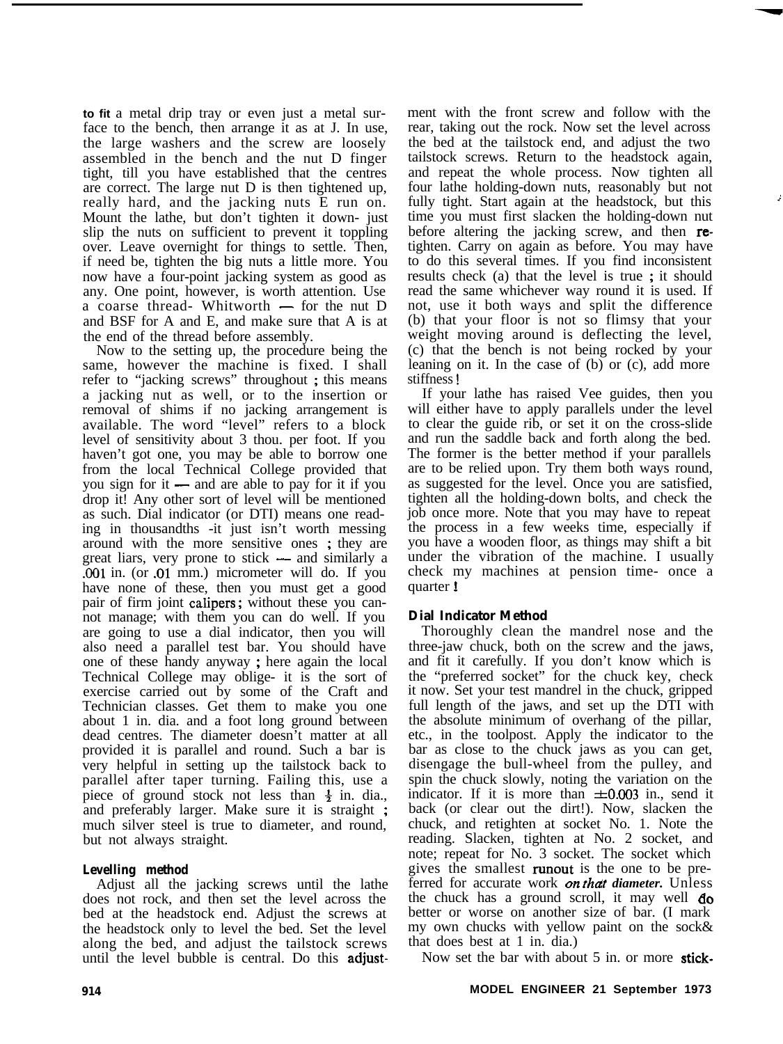to fit a metal drip tray or even just a metal surface to the bench, then arrange it as at J. In use, the large washers and the screw are loosely assembled in the bench and the nut D finger tight, till you have established that the centres are correct. The large nut D is then tightened up, really hard, and the jacking nuts E run on. Mount the lathe, but don't tighten it down- just slip the nuts on sufficient to prevent it toppling over. Leave overnight for things to settle. Then, if need be, tighten the big nuts a little more. You now have a four-point jacking system as good as any. One point, however, is worth attention. Use a coarse thread- Whitworth — for the nut D and BSF for A and E, and make sure that A is at the end of the thread before assembly.

Now to the setting up, the procedure being the same, however the machine is fixed. I shall refer to "jacking screws" throughout ; this means a jacking nut as well, or to the insertion or removal of shims if no jacking arrangement is available. The word "level" refers to a block level of sensitivity about 3 thou. per foot. If you haven't got one, you may be able to borrow one from the local Technical College provided that you sign for it — and are able to pay for it if you drop it! Any other sort of level will be mentioned as such. Dial indicator (or DTI) means one reading in thousandths -it just isn't worth messing around with the more sensitive ones ; they are great liars, very prone to stick — and similarly a .001 in. (or .01 mm.) micrometer will do. If you have none of these, then you must get a good pair of firm joint calipers ; without these you cannot manage; with them you can do well. If you are going to use a dial indicator, then you will also need a parallel test bar. You should have one of these handy anyway ; here again the local Technical College may oblige- it is the sort of exercise carried out by some of the Craft and Technician classes. Get them to make you one about 1 in. dia. and a foot long ground between dead centres. The diameter doesn't matter at all provided it is parallel and round. Such a bar is very helpful in setting up the tailstock back to parallel after taper turning. Failing this, use a piece of ground stock not less than ½ in. dia., and preferably larger. Make sure it is straight ; much silver steel is true to diameter, and round, but not always straight.

### Levelling method

Adjust all the jacking screws until the lathe does not rock, and then set the level across the bed at the headstock end. Adjust the screws at the headstock only to level the bed. Set the level along the bed, and adjust the tailstock screws until the level bubble is central. Do this adjustment with the front screw and follow with the rear, taking out the rock. Now set the level across the bed at the tailstock end, and adjust the two tailstock screws. Return to the headstock again, and repeat the whole process. Now tighten all four lathe holding-down nuts, reasonably but not fully tight. Start again at the headstock, but this time you must first slacken the holding-down nut before altering the jacking screw, and then retighten. Carry on again as before. You may have to do this several times. If you find inconsistent results check (a) that the level is true ; it should read the same whichever way round it is used. If not, use it both ways and split the difference (b) that your floor is not so flimsy that your weight moving around is deflecting the level, (c) that the bench is not being rocked by your leaning on it. In the case of (b) or (c), add more stiffness !

If your lathe has raised Vee guides, then you will either have to apply parallels under the level to clear the guide rib, or set it on the cross-slide and run the saddle back and forth along the bed. The former is the better method if your parallels are to be relied upon. Try them both ways round, as suggested for the level. Once you are satisfied, tighten all the holding-down bolts, and check the job once more. Note that you may have to repeat the process in a few weeks time, especially if you have a wooden floor, as things may shift a bit under the vibration of the machine. I usually check my machines at pension time- once a quarter !

### Dial Indicator Method

Thoroughly clean the mandrel nose and the three-jaw chuck, both on the screw and the jaws, and fit it carefully. If you don't know which is the "preferred socket" for the chuck key, check it now. Set your test mandrel in the chuck, gripped full length of the jaws, and set up the DTI with the absolute minimum of overhang of the pillar, etc., in the toolpost. Apply the indicator to the bar as close to the chuck jaws as you can get, disengage the bull-wheel from the pulley, and spin the chuck slowly, noting the variation on the indicator. If it is more than $\pm 0.003$ in., send it back (or clear out the dirt!). Now, slacken the chuck, and retighten at socket No. 1. Note the reading. Slacken, tighten at No. 2 socket, and note; repeat for No. 3 socket. The socket which gives the smallest runout is the one to be preferred for accurate work *on that diameter.* Unless the chuck has a ground scroll, it may well do better or worse on another size of bar. (I mark my own chucks with yellow paint on the sock& that does best at 1 in. dia.)

Now set the bar with about 5 in. or more stick-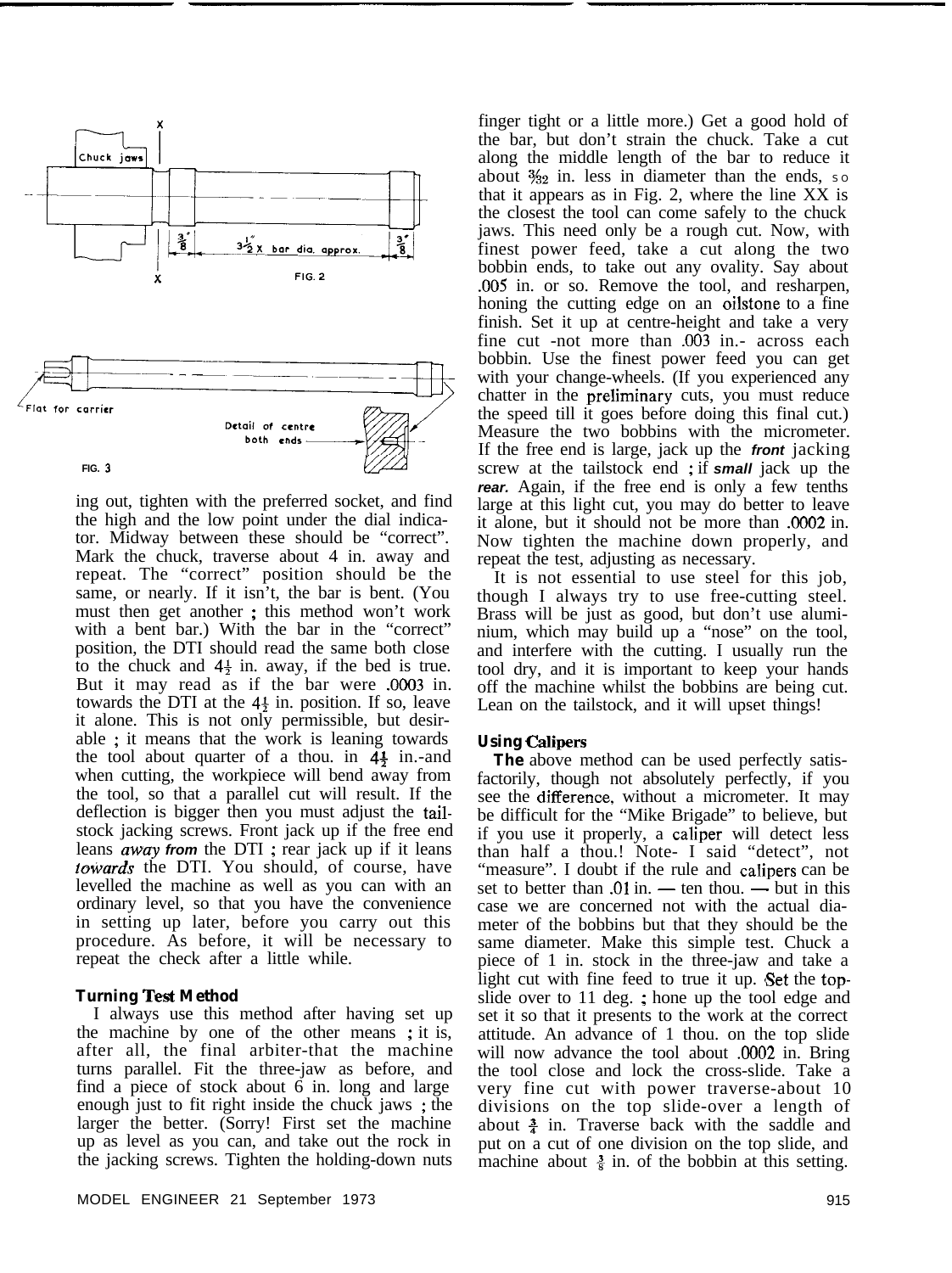FIG. 2

FIG. 3

Flat for carrier

Detail of centre both ends

ing out, tighten with the preferred socket, and find the high and the low point under the dial indicator. Midway between these should be "correct". Mark the chuck, traverse about 4 in. away and repeat. The "correct" position should be the same, or nearly. If it isn't, the bar is bent. (You must then get another ; this method won't work with a bent bar.) With the bar in the "correct" position, the DTI should read the same both close to the chuck and 4½ in. away, if the bed is true. But it may read as if the bar were .0003 in. towards the DTI at the 4½ in. position. If so, leave it alone. This is not only permissible, but desirable ; it means that the work is leaning towards the tool about quarter of a thou. in 4½ in.-and when cutting, the workpiece will bend away from the tool, so that a parallel cut will result. If the deflection is bigger then you must adjust the tailstock jacking screws. Front jack up if the free end leans *away from* the DTI ; rear jack up if it leans *towards* the DTI. You should, of course, have levelled the machine as well as you can with an ordinary level, so that you have the convenience in setting up later, before you carry out this procedure. As before, it will be necessary to repeat the check after a little while.

### Turning Test Method

I always use this method after having set up the machine by one of the other means ; it is, after all, the final arbiter-that the machine turns parallel. Fit the three-jaw as before, and find a piece of stock about 6 in. long and large enough just to fit right inside the chuck jaws ; the larger the better. (Sorry! First set the machine up as level as you can, and take out the rock in the jacking screws. Tighten the holding-down nuts finger tight or a little more.) Get a good hold of the bar, but don't strain the chuck. Take a cut along the middle length of the bar to reduce it about 3/32 in. less in diameter than the ends, so that it appears as in Fig. 2, where the line XX is the closest the tool can come safely to the chuck jaws. This need only be a rough cut. Now, with finest power feed, take a cut along the two bobbin ends, to take out any ovality. Say about .005 in. or so. Remove the tool, and resharpen, honing the cutting edge on an oilstone to a fine finish. Set it up at centre-height and take a very fine cut -not more than .003 in.- across each bobbin. Use the finest power feed you can get with your change-wheels. (If you experienced any chatter in the preliminary cuts, you must reduce the speed till it goes before doing this final cut.) Measure the two bobbins with the micrometer. If the free end is large, jack up the ***front*** jacking screw at the tailstock end ; if ***small*** jack up the ***rear.*** Again, if the free end is only a few tenths large at this light cut, you may do better to leave it alone, but it should not be more than .0002 in. Now tighten the machine down properly, and repeat the test, adjusting as necessary.

It is not essential to use steel for this job, though I always try to use free-cutting steel. Brass will be just as good, but don't use aluminium, which may build up a "nose" on the tool, and interfere with the cutting. I usually run the tool dry, and it is important to keep your hands off the machine whilst the bobbins are being cut. Lean on the tailstock, and it will upset things!

### Using Calipers

**The** above method can be used perfectly satisfactorily, though not absolutely perfectly, if you see the difference, without a micrometer. It may be difficult for the "Mike Brigade" to believe, but if you use it properly, a caliper will detect less than half a thou.! Note- I said "detect", not "measure". I doubt if the rule and calipers can be set to better than .01 in. — ten thou. — but in this case we are concerned not with the actual diameter of the bobbins but that they should be the same diameter. Make this simple test. Chuck a piece of 1 in. stock in the three-jaw and take a light cut with fine feed to true it up. Set the top-slide over to 11 deg. ; hone up the tool edge and set it so that it presents to the work at the correct attitude. An advance of 1 thou. on the top slide will now advance the tool about .0002 in. Bring the tool close and lock the cross-slide. Take a very fine cut with power traverse-about 10 divisions on the top slide-over a length of about ¾ in. Traverse back with the saddle and put on a cut of one division on the top slide, and machine about ⅜ in. of the bobbin at this setting.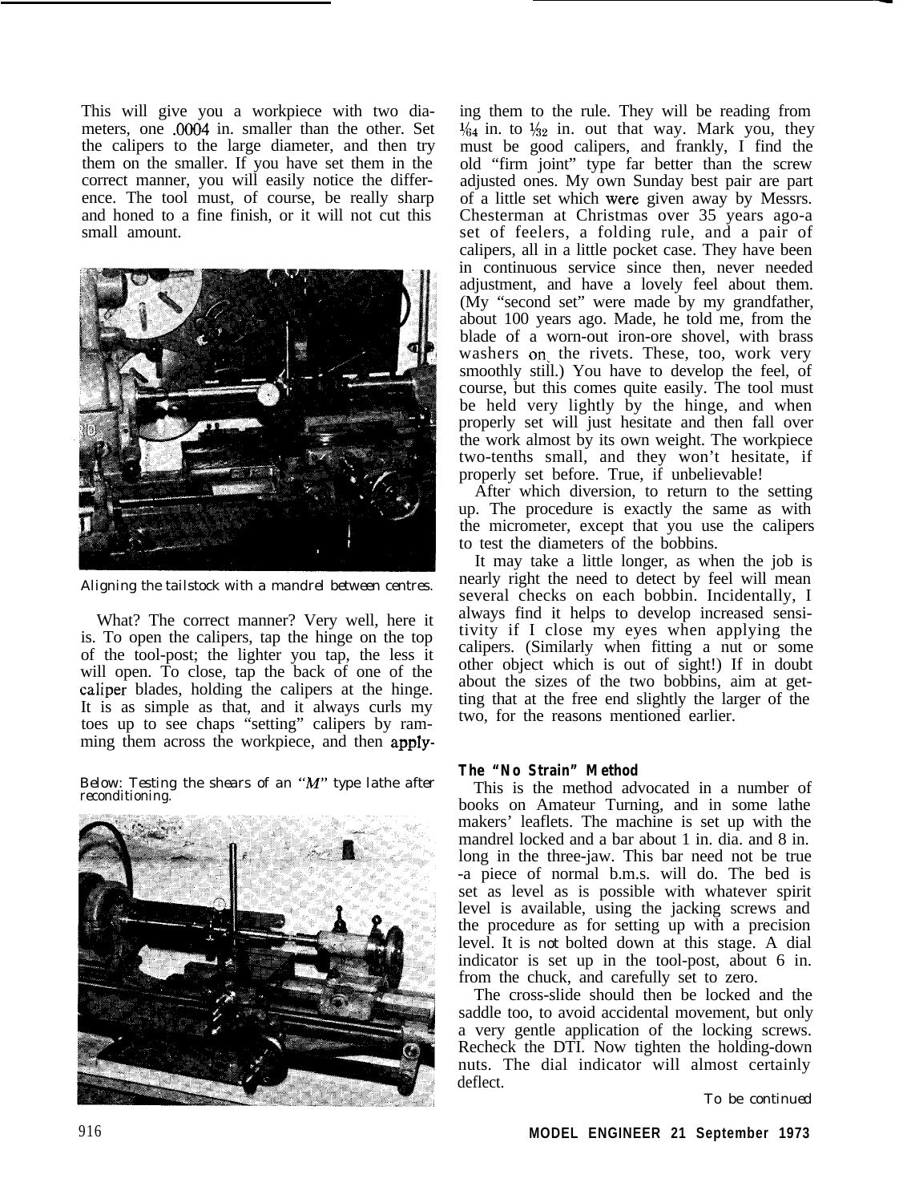This will give you a workpiece with two diameters, one .0004 in. smaller than the other. Set the calipers to the large diameter, and then try them on the smaller. If you have set them in the correct manner, you will easily notice the difference. The tool must, of course, be really sharp and honed to a fine finish, or it will not cut this small amount.

Aligning the tailstock with a mandrel between centres.

What? The correct manner? Very well, here it is. To open the calipers, tap the hinge on the top of the tool-post; the lighter you tap, the less it will open. To close, tap the back of one of the caliper blades, holding the calipers at the hinge. It is as simple as that, and it always curls my toes up to see chaps "setting" calipers by ramming them across the workpiece, and then applying them to the rule. They will be reading from 1/64 in. to 1/32 in. out that way. Mark you, they must be good calipers, and frankly, I find the old "firm joint" type far better than the screw adjusted ones. My own Sunday best pair are part of a little set which were given away by Messrs. Chesterman at Christmas over 35 years ago-a set of feelers, a folding rule, and a pair of calipers, all in a little pocket case. They have been in continuous service since then, never needed adjustment, and have a lovely feel about them. (My "second set" were made by my grandfather, about 100 years ago. Made, he told me, from the blade of a worn-out iron-ore shovel, with brass washers on the rivets. These, too, work very smoothly still.) You have to develop the feel, of course, but this comes quite easily. The tool must be held very lightly by the hinge, and when properly set will just hesitate and then fall over the work almost by its own weight. The workpiece two-tenths small, and they won't hesitate, if properly set before. True, if unbelievable!

After which diversion, to return to the setting up. The procedure is exactly the same as with the micrometer, except that you use the calipers to test the diameters of the bobbins.

It may take a little longer, as when the job is nearly right the need to detect by feel will mean several checks on each bobbin. Incidentally, I always find it helps to develop increased sensitivity if I close my eyes when applying the calipers. (Similarly when fitting a nut or some other object which is out of sight!) If in doubt about the sizes of the two bobbins, aim at getting that at the free end slightly the larger of the two, for the reasons mentioned earlier.

Below: Testing the shears of an "M" type lathe after reconditioning.

### The "No Strain" Method

This is the method advocated in a number of books on Amateur Turning, and in some lathe makers' leaflets. The machine is set up with the mandrel locked and a bar about 1 in. dia. and 8 in. long in the three-jaw. This bar need not be true -a piece of normal b.m.s. will do. The bed is set as level as is possible with whatever spirit level is available, using the jacking screws and the procedure as for setting up with a precision level. It is *not* bolted down at this stage. A dial indicator is set up in the tool-post, about 6 in. from the chuck, and carefully set to zero.

The cross-slide should then be locked and the saddle too, to avoid accidental movement, but only a very gentle application of the locking screws. Recheck the DTI. Now tighten the holding-down nuts. The dial indicator will almost certainly deflect.

*To be continued*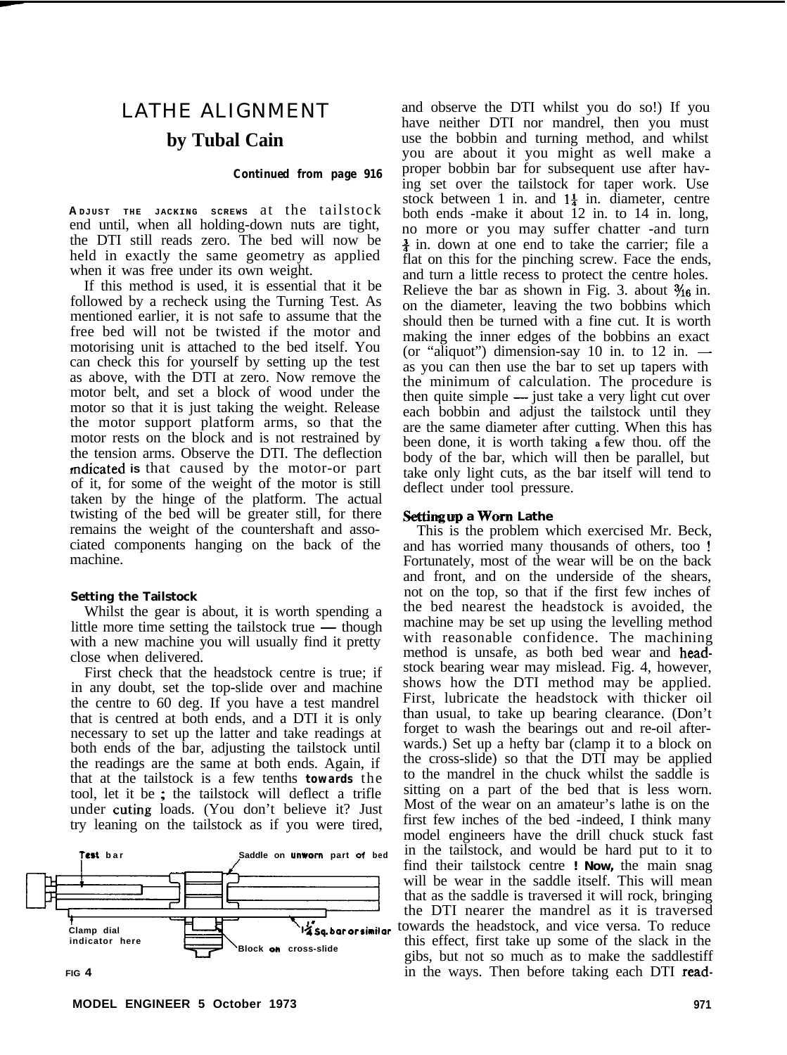# LATHE ALIGNMENT

## by Tubal Cain

**Continued from page 916**

**ADJUST THE JACKING SCREWS** at the tailstock end until, when all holding-down nuts are tight, the DTI still reads zero. The bed will now be held in exactly the same geometry as applied when it was free under its own weight.

If this method is used, it is essential that it be followed by a recheck using the Turning Test. As mentioned earlier, it is not safe to assume that the free bed will not be twisted if the motor and motorising unit is attached to the bed itself. You can check this for yourself by setting up the test as above, with the DTI at zero. Now remove the motor belt, and set a block of wood under the motor so that it is just taking the weight. Release the motor support platform arms, so that the motor rests on the block and is not restrained by the tension arms. Observe the DTI. The deflection indicated is that caused by the motor-or part of it, for some of the weight of the motor is still taken by the hinge of the platform. The actual twisting of the bed will be greater still, for there remains the weight of the countershaft and associated components hanging on the back of the machine.

### Setting the Tailstock

Whilst the gear is about, it is worth spending a little more time setting the tailstock true — though with a new machine you will usually find it pretty close when delivered.

First check that the headstock centre is true; if in any doubt, set the top-slide over and machine the centre to 60 deg. If you have a test mandrel that is centred at both ends, and a DTI it is only necessary to set up the latter and take readings at both ends of the bar, adjusting the tailstock until the readings are the same at both ends. Again, if that at the tailstock is a few tenths **towards** the tool, let it be ; the tailstock will deflect a trifle under cuting loads. (You don't believe it? Just try leaning on the tailstock as if you were tired, and observe the DTI whilst you do so!) If you have neither DTI nor mandrel, then you must use the bobbin and turning method, and whilst you are about it you might as well make a proper bobbin bar for subsequent use after having set over the tailstock for taper work. Use stock between 1 in. and 1¼ in. diameter, centre both ends -make it about 12 in. to 14 in. long, no more or you may suffer chatter -and turn ¾ in. down at one end to take the carrier; file a flat on this for the pinching screw. Face the ends, and turn a little recess to protect the centre holes. Relieve the bar as shown in Fig. 3. about 3/16 in. on the diameter, leaving the two bobbins which should then be turned with a fine cut. It is worth making the inner edges of the bobbins an exact (or "aliquot") dimension-say 10 in. to 12 in. — as you can then use the bar to set up tapers with the minimum of calculation. The procedure is then quite simple — just take a very light cut over each bobbin and adjust the tailstock until they are the same diameter after cutting. When this has been done, it is worth taking a few thou. off the body of the bar, which will then be parallel, but take only light cuts, as the bar itself will tend to deflect under tool pressure.

### Setting up a Worn Lathe

This is the problem which exercised Mr. Beck, and has worried many thousands of others, too ! Fortunately, most of the wear will be on the back and front, and on the underside of the shears, not on the top, so that if the first few inches of the bed nearest the headstock is avoided, the machine may be set up using the levelling method with reasonable confidence. The machining method is unsafe, as both bed wear and headstock bearing wear may mislead. Fig. 4, however, shows how the DTI method may be applied. First, lubricate the headstock with thicker oil than usual, to take up bearing clearance. (Don't forget to wash the bearings out and re-oil afterwards.) Set up a hefty bar (clamp it to a block on the cross-slide) so that the DTI may be applied to the mandrel in the chuck whilst the saddle is sitting on a part of the bed that is less worn. Most of the wear on an amateur's lathe is on the first few inches of the bed -indeed, I think many model engineers have the drill chuck stuck fast in the tailstock, and would be hard put to it to find their tailstock centre ! Now, the main snag will be wear in the saddle itself. This will mean that as the saddle is traversed it will rock, bringing the DTI nearer the mandrel as it is traversed towards the headstock, and vice versa. To reduce this effect, first take up some of the slack in the gibs, but not so much as to make the saddlestiff in the ways. Then before taking each DTI read-

Test bar — Saddle on unworn part of bed — Clamp dial indicator here — 1¼ Sq. bar or similar — Block on cross-slide

FIG 4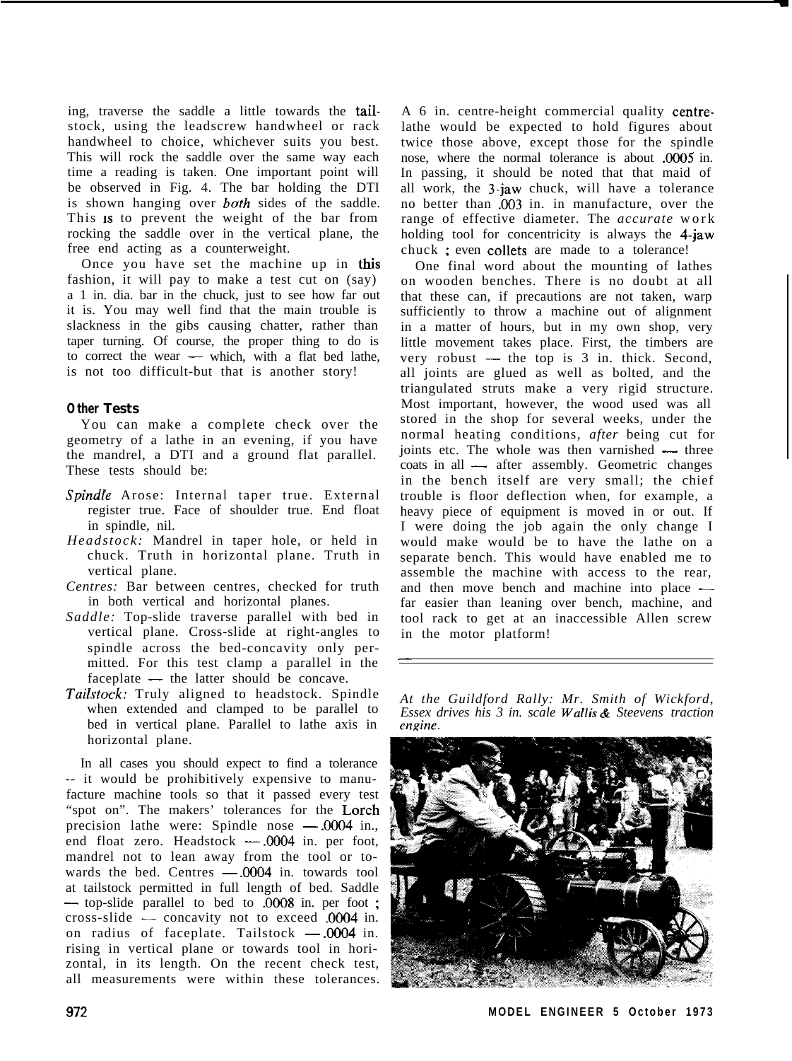ing, traverse the saddle a little towards the tailstock, using the leadscrew handwheel or rack handwheel to choice, whichever suits you best. This will rock the saddle over the same way each time a reading is taken. One important point will be observed in Fig. 4. The bar holding the DTI is shown hanging over *both* sides of the saddle. This is to prevent the weight of the bar from rocking the saddle over in the vertical plane, the free end acting as a counterweight.

Once you have set the machine up in this fashion, it will pay to make a test cut on (say) a 1 in. dia. bar in the chuck, just to see how far out it is. You may well find that the main trouble is slackness in the gibs causing chatter, rather than taper turning. Of course, the proper thing to do is to correct the wear — which, with a flat bed lathe, is not too difficult-but that is another story!

## Other Tests

You can make a complete check over the geometry of a lathe in an evening, if you have the mandrel, a DTI and a ground flat parallel. These tests should be:

*Spindle* Arose: Internal taper true. External register true. Face of shoulder true. End float in spindle, nil.

*Headstock:* Mandrel in taper hole, or held in chuck. Truth in horizontal plane. Truth in vertical plane.

*Centres:* Bar between centres, checked for truth in both vertical and horizontal planes.

*Saddle:* Top-slide traverse parallel with bed in vertical plane. Cross-slide at right-angles to spindle across the bed-concavity only permitted. For this test clamp a parallel in the faceplate — the latter should be concave.

*Tailstock:* Truly aligned to headstock. Spindle when extended and clamped to be parallel to bed in vertical plane. Parallel to lathe axis in horizontal plane.

In all cases you should expect to find a tolerance -- it would be prohibitively expensive to manufacture machine tools so that it passed every test "spot on". The makers' tolerances for the Lorch precision lathe were: Spindle nose — .0004 in., end float zero. Headstock — .0004 in. per foot, mandrel not to lean away from the tool or towards the bed. Centres — .0004 in. towards tool at tailstock permitted in full length of bed. Saddle — top-slide parallel to bed to .0008 in. per foot ; cross-slide — concavity not to exceed .0004 in. on radius of faceplate. Tailstock — .0004 in. rising in vertical plane or towards tool in horizontal, in its length. On the recent check test, all measurements were within these tolerances.

A 6 in. centre-height commercial quality centre-lathe would be expected to hold figures about twice those above, except those for the spindle nose, where the normal tolerance is about .0005 in. In passing, it should be noted that that maid of all work, the 3-jaw chuck, will have a tolerance no better than .003 in. in manufacture, over the range of effective diameter. The *accurate* work holding tool for concentricity is always the 4-jaw chuck ; even collets are made to a tolerance!

One final word about the mounting of lathes on wooden benches. There is no doubt at all that these can, if precautions are not taken, warp sufficiently to throw a machine out of alignment in a matter of hours, but in my own shop, very little movement takes place. First, the timbers are very robust — the top is 3 in. thick. Second, all joints are glued as well as bolted, and the triangulated struts make a very rigid structure. Most important, however, the wood used was all stored in the shop for several weeks, under the normal heating conditions, *after* being cut for joints etc. The whole was then varnished — three coats in all — after assembly. Geometric changes in the bench itself are very small; the chief trouble is floor deflection when, for example, a heavy piece of equipment is moved in or out. If I were doing the job again the only change I would make would be to have the lathe on a separate bench. This would have enabled me to assemble the machine with access to the rear, and then move bench and machine into place — far easier than leaning over bench, machine, and tool rack to get at an inaccessible Allen screw in the motor platform!

*At the Guildford Rally: Mr. Smith of Wickford, Essex drives his 3 in. scale Wallis & Steevens traction engine.*